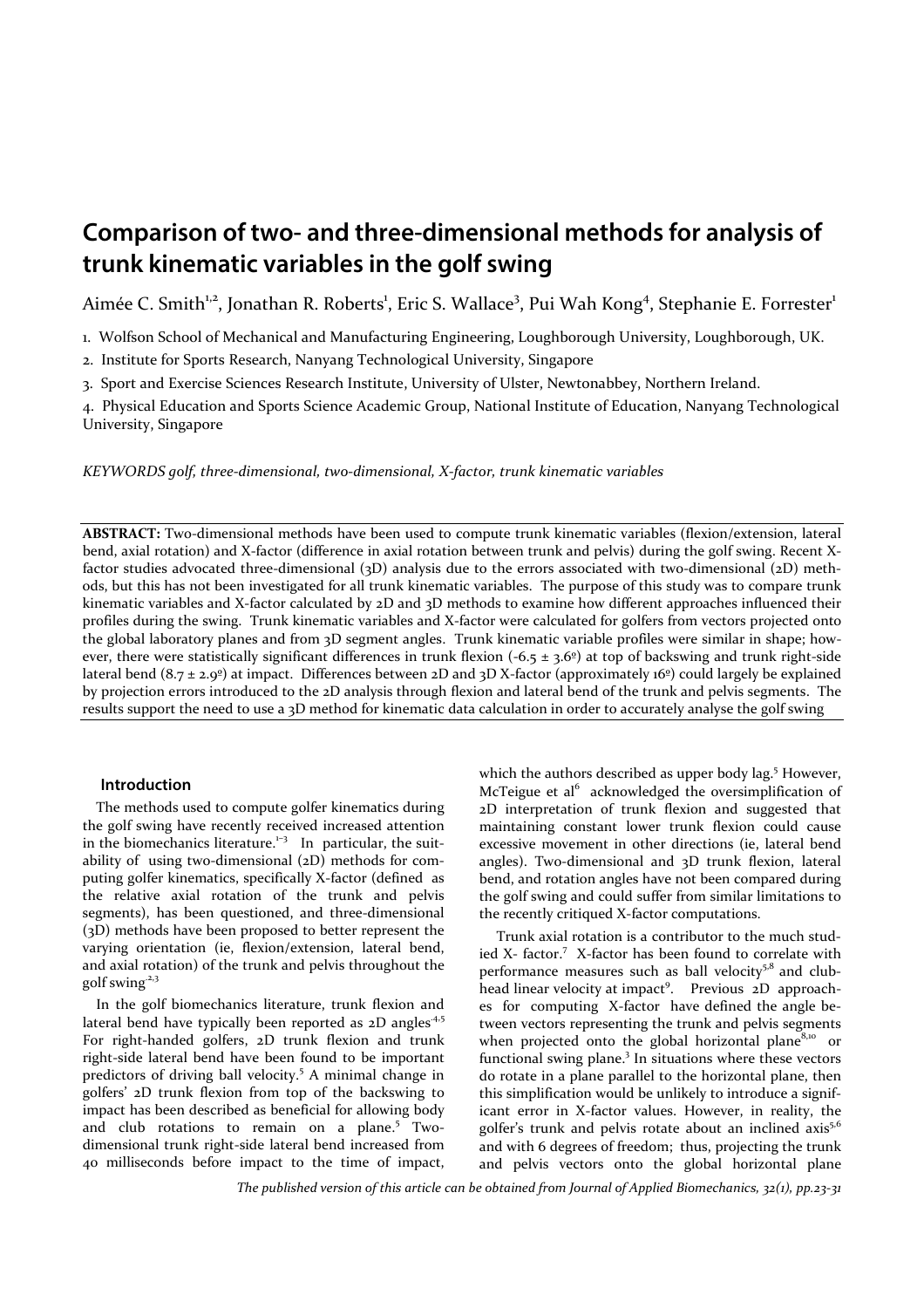# Comparison of two- and three-dimensional methods for analysis of trunk kinematic variables in the golf swing

Aimée C. Smith[1,2], Jonathan R. Roberts[1], Eric S. Wallace[3], Pui Wah Kong[4], Stephanie E. Forrester[1]

1. Wolfson School of Mechanical and Manufacturing Engineering, Loughborough University, Loughborough, UK.
2. Institute for Sports Research, Nanyang Technological University, Singapore
3. Sport and Exercise Sciences Research Institute, University of Ulster, Newtonabbey, Northern Ireland.
4. Physical Education and Sports Science Academic Group, National Institute of Education, Nanyang Technological University, Singapore

*KEYWORDS golf, three-dimensional, two-dimensional, X-factor, trunk kinematic variables*

**ABSTRACT:** Two-dimensional methods have been used to compute trunk kinematic variables (flexion/extension, lateral bend, axial rotation) and X-factor (difference in axial rotation between trunk and pelvis) during the golf swing. Recent X-factor studies advocated three-dimensional (3D) analysis due to the errors associated with two-dimensional (2D) methods, but this has not been investigated for all trunk kinematic variables. The purpose of this study was to compare trunk kinematic variables and X-factor calculated by 2D and 3D methods to examine how different approaches influenced their profiles during the swing. Trunk kinematic variables and X-factor were calculated for golfers from vectors projected onto the global laboratory planes and from 3D segment angles. Trunk kinematic variable profiles were similar in shape; however, there were statistically significant differences in trunk flexion (-6.5 ± 3.6º) at top of backswing and trunk right-side lateral bend (8.7 ± 2.9º) at impact. Differences between 2D and 3D X-factor (approximately 16º) could largely be explained by projection errors introduced to the 2D analysis through flexion and lateral bend of the trunk and pelvis segments. The results support the need to use a 3D method for kinematic data calculation in order to accurately analyse the golf swing

## Introduction

The methods used to compute golfer kinematics during the golf swing have recently received increased attention in the biomechanics literature.[1–3] In particular, the suitability of using two-dimensional (2D) methods for computing golfer kinematics, specifically X-factor (defined as the relative axial rotation of the trunk and pelvis segments), has been questioned, and three-dimensional (3D) methods have been proposed to better represent the varying orientation (ie, flexion/extension, lateral bend, and axial rotation) of the trunk and pelvis throughout the golf swing.[2,3]

In the golf biomechanics literature, trunk flexion and lateral bend have typically been reported as 2D angles.[4,5] For right-handed golfers, 2D trunk flexion and trunk right-side lateral bend have been found to be important predictors of driving ball velocity.[5] A minimal change in golfers' 2D trunk flexion from top of the backswing to impact has been described as beneficial for allowing body and club rotations to remain on a plane.[5] Two-dimensional trunk right-side lateral bend increased from 40 milliseconds before impact to the time of impact, which the authors described as upper body lag.[5] However, McTeigue et al[6] acknowledged the oversimplification of 2D interpretation of trunk flexion and suggested that maintaining constant lower trunk flexion could cause excessive movement in other directions (ie, lateral bend angles). Two-dimensional and 3D trunk flexion, lateral bend, and rotation angles have not been compared during the golf swing and could suffer from similar limitations to the recently critiqued X-factor computations.

Trunk axial rotation is a contributor to the much studied X- factor.[7] X-factor has been found to correlate with performance measures such as ball velocity[5,8] and clubhead linear velocity at impact[9]. Previous 2D approaches for computing X-factor have defined the angle between vectors representing the trunk and pelvis segments when projected onto the global horizontal plane[8,10] or functional swing plane.[3] In situations where these vectors do rotate in a plane parallel to the horizontal plane, then this simplification would be unlikely to introduce a significant error in X-factor values. However, in reality, the golfer's trunk and pelvis rotate about an inclined axis[5,6] and with 6 degrees of freedom; thus, projecting the trunk and pelvis vectors onto the global horizontal plane

*The published version of this article can be obtained from Journal of Applied Biomechanics, 32(1), pp.23-31*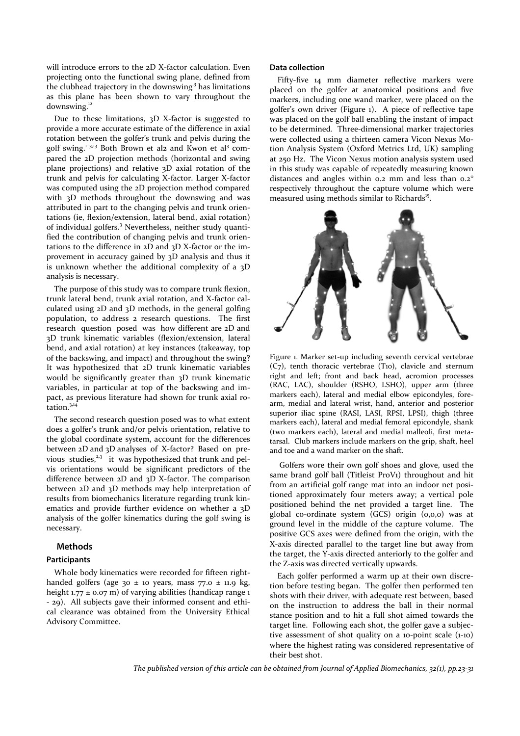will introduce errors to the 2D X-factor calculation. Even projecting onto the functional swing plane, defined from the clubhead trajectory in the downswing[3] has limitations as this plane has been shown to vary throughout the downswing.[12]

Due to these limitations, 3D X-factor is suggested to provide a more accurate estimate of the difference in axial rotation between the golfer's trunk and pelvis during the golf swing.[1–3,13] Both Brown et al2 and Kwon et al[3] compared the 2D projection methods (horizontal and swing plane projections) and relative 3D axial rotation of the trunk and pelvis for calculating X-factor. Larger X-factor was computed using the 2D projection method compared with 3D methods throughout the downswing and was attributed in part to the changing pelvis and trunk orientations (ie, flexion/extension, lateral bend, axial rotation) of individual golfers.[3] Nevertheless, neither study quantified the contribution of changing pelvis and trunk orientations to the difference in 2D and 3D X-factor or the improvement in accuracy gained by 3D analysis and thus it is unknown whether the additional complexity of a 3D analysis is necessary.

The purpose of this study was to compare trunk flexion, trunk lateral bend, trunk axial rotation, and X-factor calculated using 2D and 3D methods, in the general golfing population, to address 2 research questions. The first research question posed was how different are 2D and 3D trunk kinematic variables (flexion/extension, lateral bend, and axial rotation) at key instances (takeaway, top of the backswing, and impact) and throughout the swing? It was hypothesized that 2D trunk kinematic variables would be significantly greater than 3D trunk kinematic variables, in particular at top of the backswing and impact, as previous literature had shown for trunk axial rotation.[3,14]

The second research question posed was to what extent does a golfer's trunk and/or pelvis orientation, relative to the global coordinate system, account for the differences between 2D and 3D analyses of X-factor? Based on previous studies,[2,3] it was hypothesized that trunk and pelvis orientations would be significant predictors of the difference between 2D and 3D X-factor. The comparison between 2D and 3D methods may help interpretation of results from biomechanics literature regarding trunk kinematics and provide further evidence on whether a 3D analysis of the golfer kinematics during the golf swing is necessary.

## Methods

### Participants

Whole body kinematics were recorded for fifteen right-handed golfers (age 30 ± 10 years, mass 77.0 ± 11.9 kg, height 1.77 ± 0.07 m) of varying abilities (handicap range 1 - 29). All subjects gave their informed consent and ethical clearance was obtained from the University Ethical Advisory Committee.

### Data collection

Fifty-five 14 mm diameter reflective markers were placed on the golfer at anatomical positions and five markers, including one wand marker, were placed on the golfer's own driver (Figure 1). A piece of reflective tape was placed on the golf ball enabling the instant of impact to be determined. Three-dimensional marker trajectories were collected using a thirteen camera Vicon Nexus Motion Analysis System (Oxford Metrics Ltd, UK) sampling at 250 Hz. The Vicon Nexus motion analysis system used in this study was capable of repeatedly measuring known distances and angles within 0.2 mm and less than 0.2° respectively throughout the capture volume which were measured using methods similar to Richards[15].

Figure 1. Marker set-up including seventh cervical vertebrae (C7), tenth thoracic vertebrae (T10), clavicle and sternum right and left; front and back head, acromion processes (RAC, LAC), shoulder (RSHO, LSHO), upper arm (three markers each), lateral and medial elbow epicondyles, forearm, medial and lateral wrist, hand, anterior and posterior superior iliac spine (RASI, LASI, RPSI, LPSI), thigh (three markers each), lateral and medial femoral epicondyle, shank (two markers each), lateral and medial malleoli, first metatarsal. Club markers include markers on the grip, shaft, heel and toe and a wand marker on the shaft.

Golfers wore their own golf shoes and glove, used the same brand golf ball (Titleist ProV1) throughout and hit from an artificial golf range mat into an indoor net positioned approximately four meters away; a vertical pole positioned behind the net provided a target line. The global co-ordinate system (GCS) origin (0,0,0) was at ground level in the middle of the capture volume. The positive GCS axes were defined from the origin, with the X-axis directed parallel to the target line but away from the target, the Y-axis directed anteriorly to the golfer and the Z-axis was directed vertically upwards.

Each golfer performed a warm up at their own discretion before testing began. The golfer then performed ten shots with their driver, with adequate rest between, based on the instruction to address the ball in their normal stance position and to hit a full shot aimed towards the target line. Following each shot, the golfer gave a subjective assessment of shot quality on a 10-point scale (1-10) where the highest rating was considered representative of their best shot.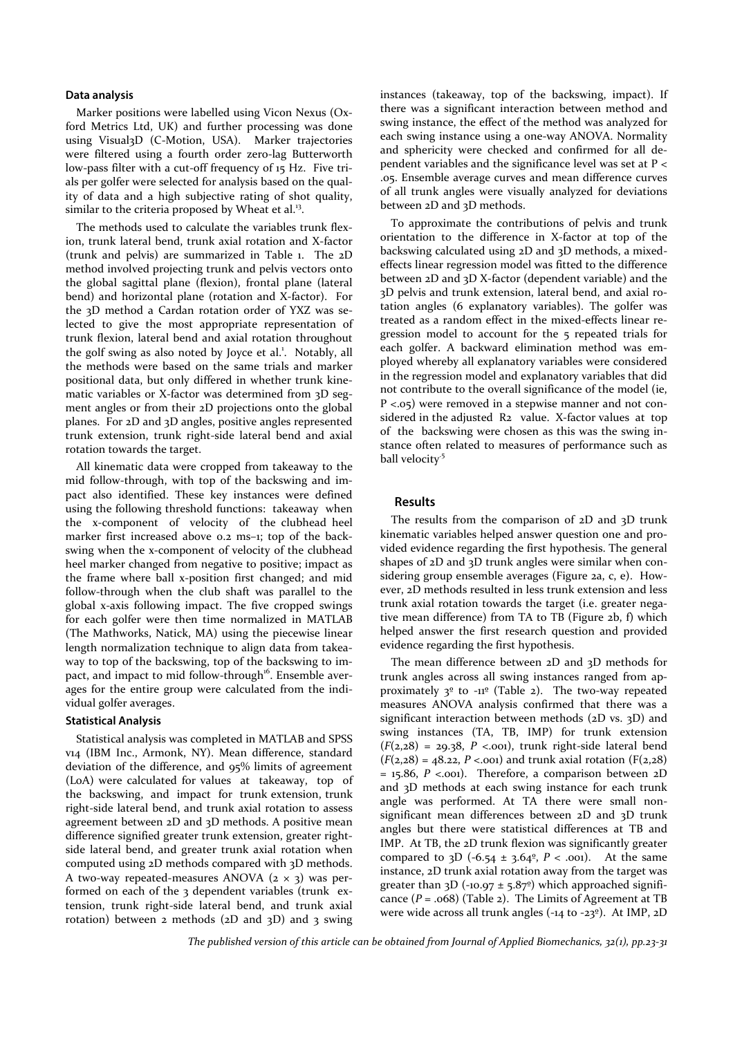### Data analysis

Marker positions were labelled using Vicon Nexus (Oxford Metrics Ltd, UK) and further processing was done using Visual3D (C-Motion, USA). Marker trajectories were filtered using a fourth order zero-lag Butterworth low-pass filter with a cut-off frequency of 15 Hz. Five trials per golfer were selected for analysis based on the quality of data and a high subjective rating of shot quality, similar to the criteria proposed by Wheat et al.[13].

The methods used to calculate the variables trunk flexion, trunk lateral bend, trunk axial rotation and X-factor (trunk and pelvis) are summarized in Table 1. The 2D method involved projecting trunk and pelvis vectors onto the global sagittal plane (flexion), frontal plane (lateral bend) and horizontal plane (rotation and X-factor). For the 3D method a Cardan rotation order of YXZ was selected to give the most appropriate representation of trunk flexion, lateral bend and axial rotation throughout the golf swing as also noted by Joyce et al.[1]. Notably, all the methods were based on the same trials and marker positional data, but only differed in whether trunk kinematic variables or X-factor was determined from 3D segment angles or from their 2D projections onto the global planes. For 2D and 3D angles, positive angles represented trunk extension, trunk right-side lateral bend and axial rotation towards the target.

All kinematic data were cropped from takeaway to the mid follow-through, with top of the backswing and impact also identified. These key instances were defined using the following threshold functions: takeaway when the x-component of velocity of the clubhead heel marker first increased above 0.2 ms−1; top of the backswing when the x-component of velocity of the clubhead heel marker changed from negative to positive; impact as the frame where ball x-position first changed; and mid follow-through when the club shaft was parallel to the global x-axis following impact. The five cropped swings for each golfer were then time normalized in MATLAB (The Mathworks, Natick, MA) using the piecewise linear length normalization technique to align data from takeaway to top of the backswing, top of the backswing to impact, and impact to mid follow-through[16]. Ensemble averages for the entire group were calculated from the individual golfer averages.

### Statistical Analysis

Statistical analysis was completed in MATLAB and SPSS v14 (IBM Inc., Armonk, NY). Mean difference, standard deviation of the difference, and 95% limits of agreement (LoA) were calculated for values at takeaway, top of the backswing, and impact for trunk extension, trunk right-side lateral bend, and trunk axial rotation to assess agreement between 2D and 3D methods. A positive mean difference signified greater trunk extension, greater right-side lateral bend, and greater trunk axial rotation when computed using 2D methods compared with 3D methods. A two-way repeated-measures ANOVA (2 × 3) was performed on each of the 3 dependent variables (trunk extension, trunk right-side lateral bend, and trunk axial rotation) between 2 methods (2D and 3D) and 3 swing instances (takeaway, top of the backswing, impact). If there was a significant interaction between method and swing instance, the effect of the method was analyzed for each swing instance using a one-way ANOVA. Normality and sphericity were checked and confirmed for all dependent variables and the significance level was set at $P < .05$. Ensemble average curves and mean difference curves of all trunk angles were visually analyzed for deviations between 2D and 3D methods.

To approximate the contributions of pelvis and trunk orientation to the difference in X-factor at top of the backswing calculated using 2D and 3D methods, a mixed-effects linear regression model was fitted to the difference between 2D and 3D X-factor (dependent variable) and the 3D pelvis and trunk extension, lateral bend, and axial rotation angles (6 explanatory variables). The golfer was treated as a random effect in the mixed-effects linear regression model to account for the 5 repeated trials for each golfer. A backward elimination method was employed whereby all explanatory variables were considered in the regression model and explanatory variables that did not contribute to the overall significance of the model (ie, $P < .05$) were removed in a stepwise manner and not considered in the adjusted $R^2$ value. X-factor values at top of the backswing were chosen as this was the swing instance often related to measures of performance such as ball velocity[5]

## Results

The results from the comparison of 2D and 3D trunk kinematic variables helped answer question one and provided evidence regarding the first hypothesis. The general shapes of 2D and 3D trunk angles were similar when considering group ensemble averages (Figure 2a, c, e). However, 2D methods resulted in less trunk extension and less trunk axial rotation towards the target (i.e. greater negative mean difference) from TA to TB (Figure 2b, f) which helped answer the first research question and provided evidence regarding the first hypothesis.

The mean difference between 2D and 3D methods for trunk angles across all swing instances ranged from approximately 3º to -11º (Table 2). The two-way repeated measures ANOVA analysis confirmed that there was a significant interaction between methods (2D vs. 3D) and swing instances (TA, TB, IMP) for trunk extension ($F(2,28) = 29.38$, $P < .001$), trunk right-side lateral bend ($F(2,28) = 48.22$, $P < .001$) and trunk axial rotation ($F(2,28) = 15.86$, $P < .001$). Therefore, a comparison between 2D and 3D methods at each swing instance for each trunk angle was performed. At TA there were small non-significant mean differences between 2D and 3D trunk angles but there were statistical differences at TB and IMP. At TB, the 2D trunk flexion was significantly greater compared to 3D (-6.54 ± 3.64º, $P < .001$). At the same instance, 2D trunk axial rotation away from the target was greater than 3D (-10.97 ± 5.87º) which approached significance ($P = .068$) (Table 2). The Limits of Agreement at TB were wide across all trunk angles (-14 to -23º). At IMP, 2D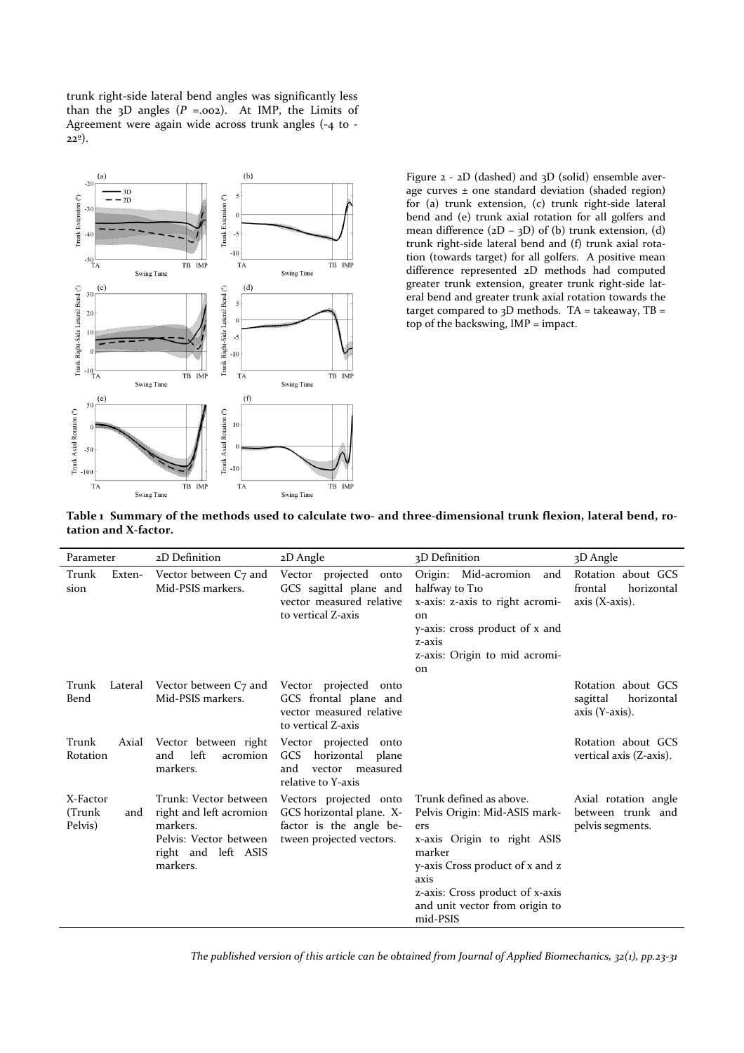trunk right-side lateral bend angles was significantly less than the 3D angles ($P$ =.002). At IMP, the Limits of Agreement were again wide across trunk angles (-4 to -22º).

Figure 2 - 2D (dashed) and 3D (solid) ensemble average curves ± one standard deviation (shaded region) for (a) trunk extension, (c) trunk right-side lateral bend and (e) trunk axial rotation for all golfers and mean difference (2D – 3D) of (b) trunk extension, (d) trunk right-side lateral bend and (f) trunk axial rotation (towards target) for all golfers. A positive mean difference represented 2D methods had computed greater trunk extension, greater trunk right-side lateral bend and greater trunk axial rotation towards the target compared to 3D methods. TA = takeaway, TB = top of the backswing, IMP = impact.

**Table 1 Summary of the methods used to calculate two- and three-dimensional trunk flexion, lateral bend, rotation and X-factor.**

| Parameter | 2D Definition | 2D Angle | 3D Definition | 3D Angle |
|---|---|---|---|---|
| Trunk Extension | Vector between C7 and Mid-PSIS markers. | Vector projected onto GCS sagittal plane and vector measured relative to vertical Z-axis | Origin: Mid-acromion and halfway to T10<br>x-axis: z-axis to right acromion<br>y-axis: cross product of x and z-axis<br>z-axis: Origin to mid acromion | Rotation about GCS frontal horizontal axis (X-axis). |
| Trunk Lateral Bend | Vector between C7 and Mid-PSIS markers. | Vector projected onto GCS frontal plane and vector measured relative to vertical Z-axis | | Rotation about GCS sagittal horizontal axis (Y-axis). |
| Trunk Axial Rotation | Vector between right and left acromion markers. | Vector projected onto GCS horizontal plane and vector measured relative to Y-axis | | Rotation about GCS vertical axis (Z-axis). |
| X-Factor (Trunk and Pelvis) | Trunk: Vector between right and left acromion markers.<br>Pelvis: Vector between right and left ASIS markers. | Vectors projected onto GCS horizontal plane. X-factor is the angle between projected vectors. | Trunk defined as above.<br>Pelvis Origin: Mid-ASIS markers<br>x-axis Origin to right ASIS marker<br>y-axis Cross product of x and z axis<br>z-axis: Cross product of x-axis and unit vector from origin to mid-PSIS | Axial rotation angle between trunk and pelvis segments. |

*The published version of this article can be obtained from Journal of Applied Biomechanics, 32(1), pp.23-31*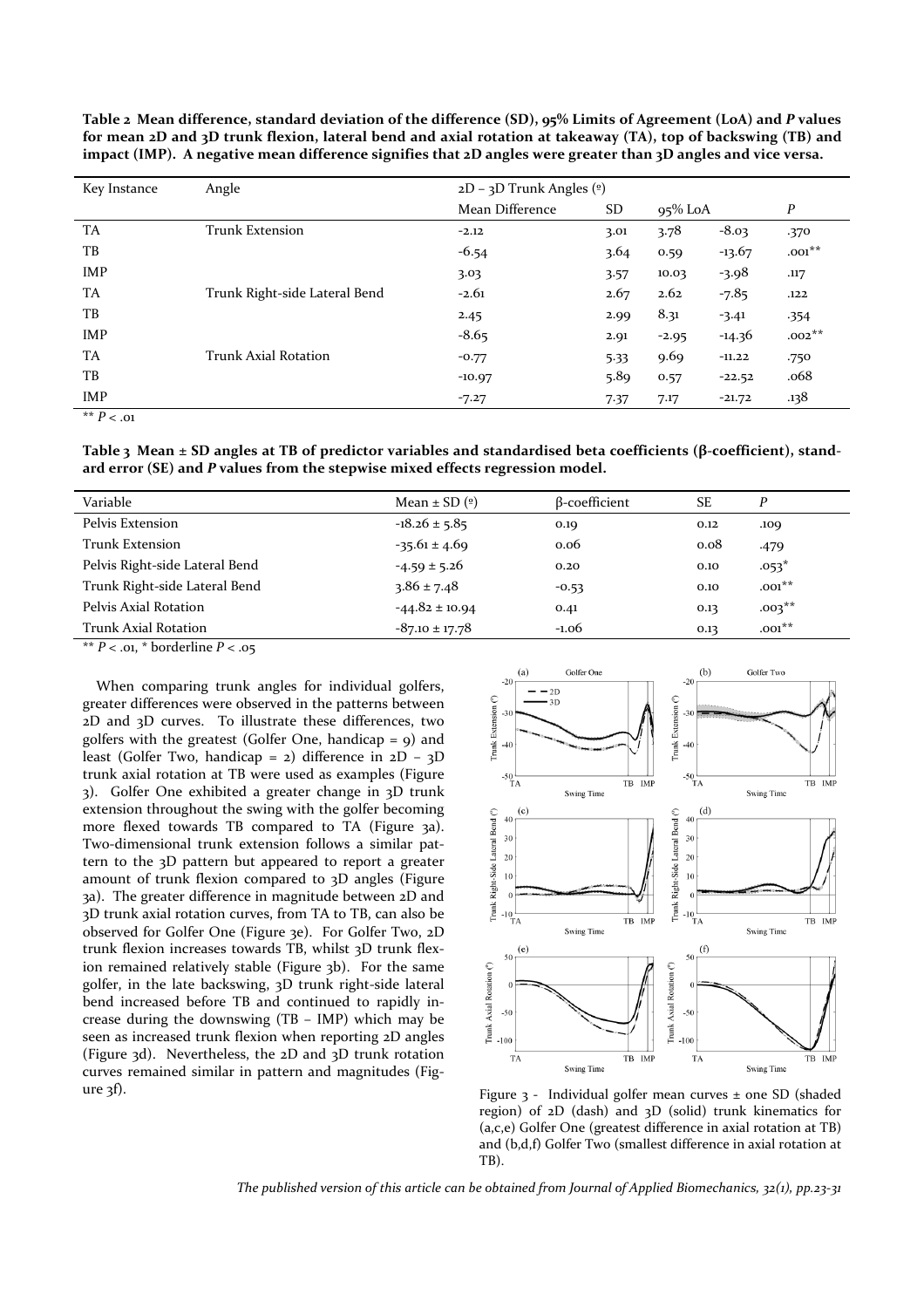**Table 2 Mean difference, standard deviation of the difference (SD), 95% Limits of Agreement (LoA) and *P* values for mean 2D and 3D trunk flexion, lateral bend and axial rotation at takeaway (TA), top of backswing (TB) and impact (IMP). A negative mean difference signifies that 2D angles were greater than 3D angles and vice versa.**

| Key Instance | Angle | 2D – 3D Trunk Angles (º) | | | | |
|---|---|---|---|---|---|---|
| | | Mean Difference | SD | 95% LoA | | *P* |
| TA | Trunk Extension | -2.12 | 3.01 | 3.78 | -8.03 | .370 |
| TB | | -6.54 | 3.64 | 0.59 | -13.67 | .001** |
| IMP | | 3.03 | 3.57 | 10.03 | -3.98 | .117 |
| TA | Trunk Right-side Lateral Bend | -2.61 | 2.67 | 2.62 | -7.85 | .122 |
| TB | | 2.45 | 2.99 | 8.31 | -3.41 | .354 |
| IMP | | -8.65 | 2.91 | -2.95 | -14.36 | .002** |
| TA | Trunk Axial Rotation | -0.77 | 5.33 | 9.69 | -11.22 | .750 |
| TB | | -10.97 | 5.89 | 0.57 | -22.52 | .068 |
| IMP | | -7.27 | 7.37 | 7.17 | -21.72 | .138 |

** $P < .01$

**Table 3 Mean ± SD angles at TB of predictor variables and standardised beta coefficients (β-coefficient), standard error (SE) and *P* values from the stepwise mixed effects regression model.**

| Variable | Mean ± SD (º) | β-coefficient | SE | *P* |
|---|---|---|---|---|
| Pelvis Extension | -18.26 ± 5.85 | 0.19 | 0.12 | .109 |
| Trunk Extension | -35.61 ± 4.69 | 0.06 | 0.08 | .479 |
| Pelvis Right-side Lateral Bend | -4.59 ± 5.26 | 0.20 | 0.10 | .053* |
| Trunk Right-side Lateral Bend | 3.86 ± 7.48 | -0.53 | 0.10 | .001** |
| Pelvis Axial Rotation | -44.82 ± 10.94 | 0.41 | 0.13 | .003** |
| Trunk Axial Rotation | -87.10 ± 17.78 | -1.06 | 0.13 | .001** |

** $P < .01$, * borderline $P < .05$

When comparing trunk angles for individual golfers, greater differences were observed in the patterns between 2D and 3D curves. To illustrate these differences, two golfers with the greatest (Golfer One, handicap = 9) and least (Golfer Two, handicap = 2) difference in 2D – 3D trunk axial rotation at TB were used as examples (Figure 3). Golfer One exhibited a greater change in 3D trunk extension throughout the swing with the golfer becoming more flexed towards TB compared to TA (Figure 3a). Two-dimensional trunk extension follows a similar pattern to the 3D pattern but appeared to report a greater amount of trunk flexion compared to 3D angles (Figure 3a). The greater difference in magnitude between 2D and 3D trunk axial rotation curves, from TA to TB, can also be observed for Golfer One (Figure 3e). For Golfer Two, 2D trunk flexion increases towards TB, whilst 3D trunk flexion remained relatively stable (Figure 3b). For the same golfer, in the late backswing, 3D trunk right-side lateral bend increased before TB and continued to rapidly increase during the downswing (TB – IMP) which may be seen as increased trunk flexion when reporting 2D angles (Figure 3d). Nevertheless, the 2D and 3D trunk rotation curves remained similar in pattern and magnitudes (Figure 3f).

Figure 3 - Individual golfer mean curves ± one SD (shaded region) of 2D (dash) and 3D (solid) trunk kinematics for (a,c,e) Golfer One (greatest difference in axial rotation at TB) and (b,d,f) Golfer Two (smallest difference in axial rotation at TB).

*The published version of this article can be obtained from Journal of Applied Biomechanics, 32(1), pp.23-31*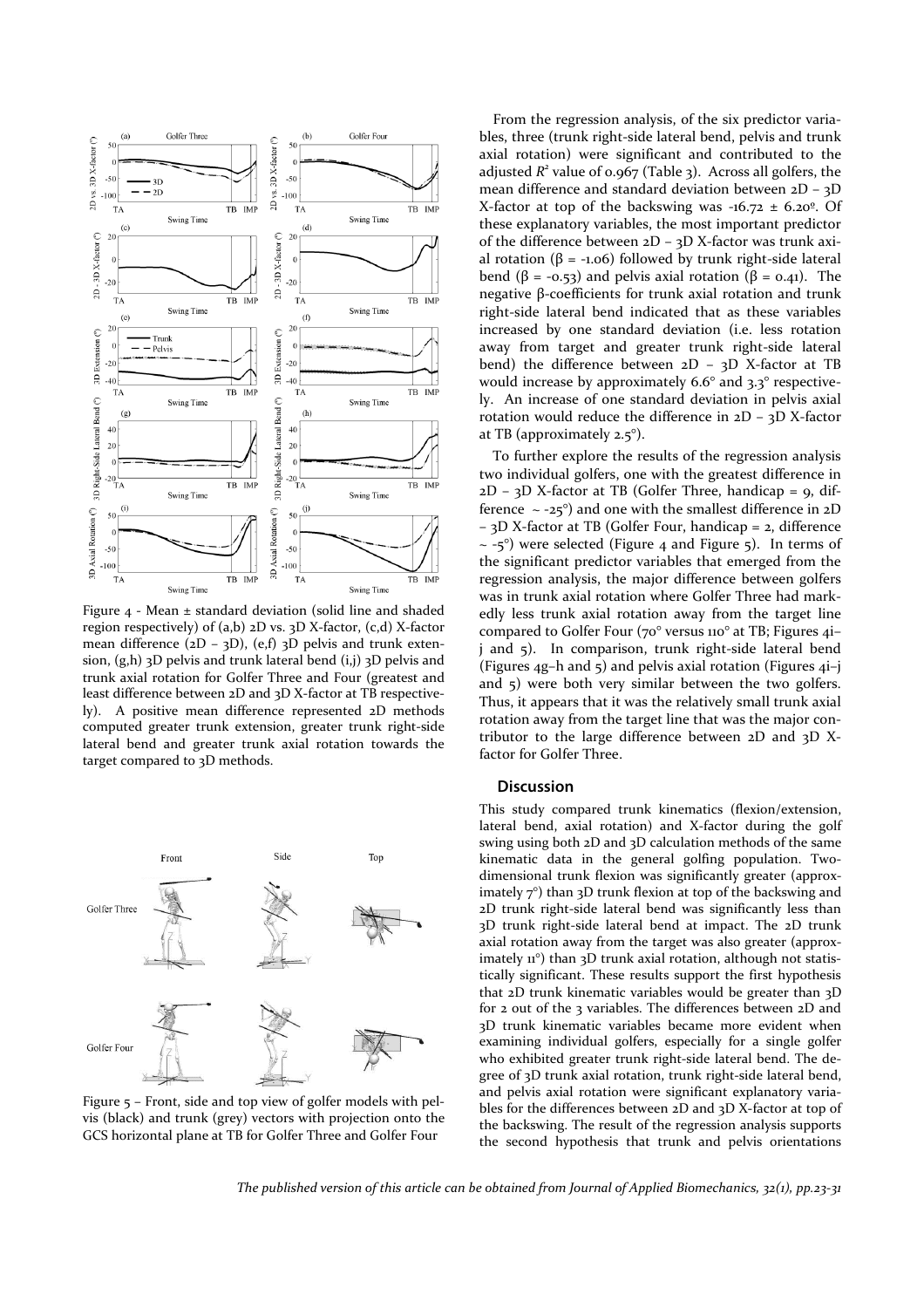Figure 4 - Mean ± standard deviation (solid line and shaded region respectively) of (a,b) 2D vs. 3D X-factor, (c,d) X-factor mean difference (2D – 3D), (e,f) 3D pelvis and trunk extension, (g,h) 3D pelvis and trunk lateral bend (i,j) 3D pelvis and trunk axial rotation for Golfer Three and Four (greatest and least difference between 2D and 3D X-factor at TB respectively). A positive mean difference represented 2D methods computed greater trunk extension, greater trunk right-side lateral bend and greater trunk axial rotation towards the target compared to 3D methods.

Figure 5 – Front, side and top view of golfer models with pelvis (black) and trunk (grey) vectors with projection onto the GCS horizontal plane at TB for Golfer Three and Golfer Four

From the regression analysis, of the six predictor variables, three (trunk right-side lateral bend, pelvis and trunk axial rotation) were significant and contributed to the adjusted $R^2$ value of 0.967 (Table 3). Across all golfers, the mean difference and standard deviation between 2D – 3D X-factor at top of the backswing was -16.72 ± 6.20º. Of these explanatory variables, the most important predictor of the difference between 2D – 3D X-factor was trunk axial rotation ($\beta$ = -1.06) followed by trunk right-side lateral bend ($\beta$ = -0.53) and pelvis axial rotation ($\beta$ = 0.41). The negative β-coefficients for trunk axial rotation and trunk right-side lateral bend indicated that as these variables increased by one standard deviation (i.e. less rotation away from target and greater trunk right-side lateral bend) the difference between 2D – 3D X-factor at TB would increase by approximately 6.6° and 3.3° respectively. An increase of one standard deviation in pelvis axial rotation would reduce the difference in 2D – 3D X-factor at TB (approximately 2.5°).

To further explore the results of the regression analysis two individual golfers, one with the greatest difference in 2D – 3D X-factor at TB (Golfer Three, handicap = 9, difference ~ -25°) and one with the smallest difference in 2D – 3D X-factor at TB (Golfer Four, handicap = 2, difference ~ -5°) were selected (Figure 4 and Figure 5). In terms of the significant predictor variables that emerged from the regression analysis, the major difference between golfers was in trunk axial rotation where Golfer Three had markedly less trunk axial rotation away from the target line compared to Golfer Four (70° versus 110° at TB; Figures 4i–j and 5). In comparison, trunk right-side lateral bend (Figures 4g–h and 5) and pelvis axial rotation (Figures 4i–j and 5) were both very similar between the two golfers. Thus, it appears that it was the relatively small trunk axial rotation away from the target line that was the major contributor to the large difference between 2D and 3D X-factor for Golfer Three.

## Discussion

This study compared trunk kinematics (flexion/extension, lateral bend, axial rotation) and X-factor during the golf swing using both 2D and 3D calculation methods of the same kinematic data in the general golfing population. Two-dimensional trunk flexion was significantly greater (approximately 7°) than 3D trunk flexion at top of the backswing and 2D trunk right-side lateral bend was significantly less than 3D trunk right-side lateral bend at impact. The 2D trunk axial rotation away from the target was also greater (approximately 11°) than 3D trunk axial rotation, although not statistically significant. These results support the first hypothesis that 2D trunk kinematic variables would be greater than 3D for 2 out of the 3 variables. The differences between 2D and 3D trunk kinematic variables became more evident when examining individual golfers, especially for a single golfer who exhibited greater trunk right-side lateral bend. The degree of 3D trunk axial rotation, trunk right-side lateral bend, and pelvis axial rotation were significant explanatory variables for the differences between 2D and 3D X-factor at top of the backswing. The result of the regression analysis supports the second hypothesis that trunk and pelvis orientations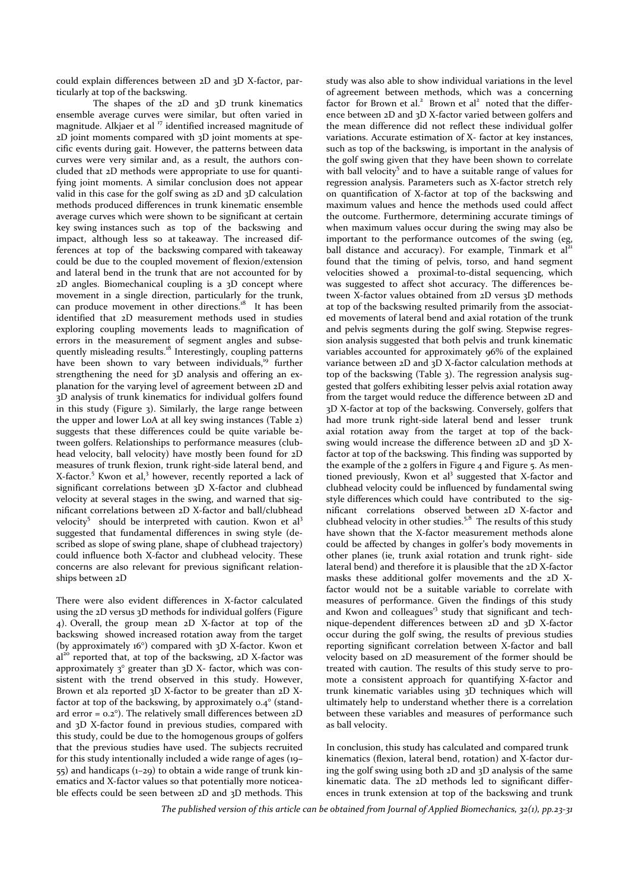could explain differences between 2D and 3D X-factor, particularly at top of the backswing.

The shapes of the 2D and 3D trunk kinematics ensemble average curves were similar, but often varied in magnitude. Alkjaer et al [17] identified increased magnitude of 2D joint moments compared with 3D joint moments at specific events during gait. However, the patterns between data curves were very similar and, as a result, the authors concluded that 2D methods were appropriate to use for quantifying joint moments. A similar conclusion does not appear valid in this case for the golf swing as 2D and 3D calculation methods produced differences in trunk kinematic ensemble average curves which were shown to be significant at certain key swing instances such as top of the backswing and impact, although less so at takeaway. The increased differences at top of the backswing compared with takeaway could be due to the coupled movement of flexion/extension and lateral bend in the trunk that are not accounted for by 2D angles. Biomechanical coupling is a 3D concept where movement in a single direction, particularly for the trunk, can produce movement in other directions.[18] It has been identified that 2D measurement methods used in studies exploring coupling movements leads to magnification of errors in the measurement of segment angles and subsequently misleading results.[18] Interestingly, coupling patterns have been shown to vary between individuals,[19] further strengthening the need for 3D analysis and offering an explanation for the varying level of agreement between 2D and 3D analysis of trunk kinematics for individual golfers found in this study (Figure 3). Similarly, the large range between the upper and lower LoA at all key swing instances (Table 2) suggests that these differences could be quite variable between golfers. Relationships to performance measures (clubhead velocity, ball velocity) have mostly been found for 2D measures of trunk flexion, trunk right-side lateral bend, and X-factor.[5] Kwon et al,[3] however, recently reported a lack of significant correlations between 3D X-factor and clubhead velocity at several stages in the swing, and warned that significant correlations between 2D X-factor and ball/clubhead velocity[5] should be interpreted with caution. Kwon et al[3] suggested that fundamental differences in swing style (described as slope of swing plane, shape of clubhead trajectory) could influence both X-factor and clubhead velocity. These concerns are also relevant for previous significant relationships between 2D

There were also evident differences in X-factor calculated using the 2D versus 3D methods for individual golfers (Figure 4). Overall, the group mean 2D X-factor at top of the backswing showed increased rotation away from the target (by approximately 16°) compared with 3D X-factor. Kwon et al[20] reported that, at top of the backswing, 2D X-factor was approximately 3° greater than 3D X- factor, which was consistent with the trend observed in this study. However, Brown et al2 reported 3D X-factor to be greater than 2D X-factor at top of the backswing, by approximately 0.4° (standard error = 0.2°). The relatively small differences between 2D and 3D X-factor found in previous studies, compared with this study, could be due to the homogenous groups of golfers that the previous studies have used. The subjects recruited for this study intentionally included a wide range of ages (19–55) and handicaps (1–29) to obtain a wide range of trunk kinematics and X-factor values so that potentially more noticeable effects could be seen between 2D and 3D methods. This study was also able to show individual variations in the level of agreement between methods, which was a concerning factor for Brown et al.[2] Brown et al[2] noted that the difference between 2D and 3D X-factor varied between golfers and the mean difference did not reflect these individual golfer variations. Accurate estimation of X- factor at key instances, such as top of the backswing, is important in the analysis of the golf swing given that they have been shown to correlate with ball velocity[5] and to have a suitable range of values for regression analysis. Parameters such as X-factor stretch rely on quantification of X-factor at top of the backswing and maximum values and hence the methods used could affect the outcome. Furthermore, determining accurate timings of when maximum values occur during the swing may also be important to the performance outcomes of the swing (eg, ball distance and accuracy). For example, Tinmark et al[21] found that the timing of pelvis, torso, and hand segment velocities showed a proximal-to-distal sequencing, which was suggested to affect shot accuracy. The differences between X-factor values obtained from 2D versus 3D methods at top of the backswing resulted primarily from the associated movements of lateral bend and axial rotation of the trunk and pelvis segments during the golf swing. Stepwise regression analysis suggested that both pelvis and trunk kinematic variables accounted for approximately 96% of the explained variance between 2D and 3D X-factor calculation methods at top of the backswing (Table 3). The regression analysis suggested that golfers exhibiting lesser pelvis axial rotation away from the target would reduce the difference between 2D and 3D X-factor at top of the backswing. Conversely, golfers that had more trunk right-side lateral bend and lesser trunk axial rotation away from the target at top of the backswing would increase the difference between 2D and 3D X-factor at top of the backswing. This finding was supported by the example of the 2 golfers in Figure 4 and Figure 5. As mentioned previously, Kwon et al[3] suggested that X-factor and clubhead velocity could be influenced by fundamental swing style differences which could have contributed to the significant correlations observed between 2D X-factor and clubhead velocity in other studies.[5,8] The results of this study have shown that the X-factor measurement methods alone could be affected by changes in golfer's body movements in other planes (ie, trunk axial rotation and trunk right- side lateral bend) and therefore it is plausible that the 2D X-factor masks these additional golfer movements and the 2D X-factor would not be a suitable variable to correlate with measures of performance. Given the findings of this study and Kwon and colleagues'[3] study that significant and technique-dependent differences between 2D and 3D X-factor occur during the golf swing, the results of previous studies reporting significant correlation between X-factor and ball velocity based on 2D measurement of the former should be treated with caution. The results of this study serve to promote a consistent approach for quantifying X-factor and trunk kinematic variables using 3D techniques which will ultimately help to understand whether there is a correlation between these variables and measures of performance such as ball velocity.

In conclusion, this study has calculated and compared trunk kinematics (flexion, lateral bend, rotation) and X-factor during the golf swing using both 2D and 3D analysis of the same kinematic data. The 2D methods led to significant differences in trunk extension at top of the backswing and trunk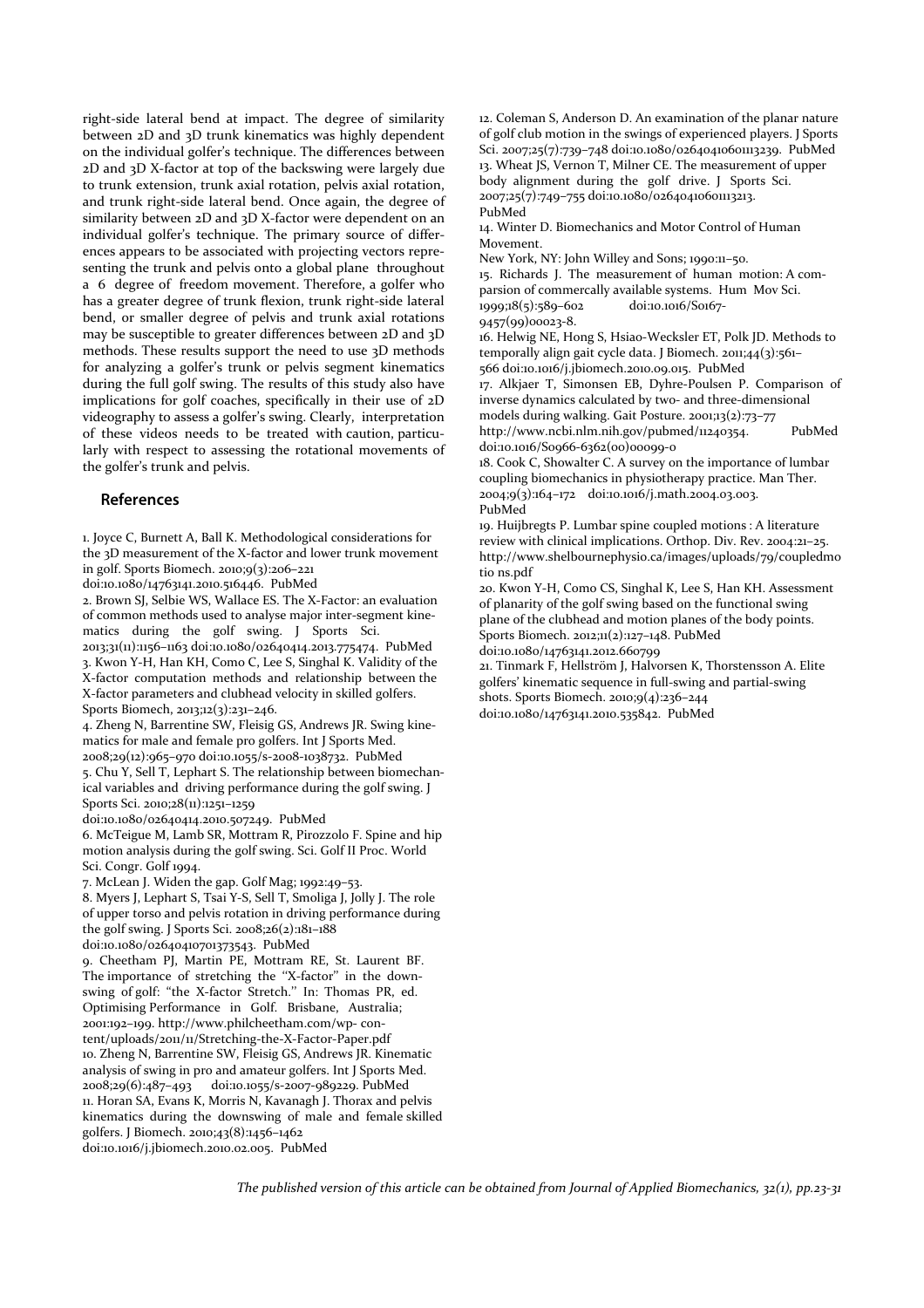right-side lateral bend at impact. The degree of similarity between 2D and 3D trunk kinematics was highly dependent on the individual golfer's technique. The differences between 2D and 3D X-factor at top of the backswing were largely due to trunk extension, trunk axial rotation, pelvis axial rotation, and trunk right-side lateral bend. Once again, the degree of similarity between 2D and 3D X-factor were dependent on an individual golfer's technique. The primary source of differences appears to be associated with projecting vectors representing the trunk and pelvis onto a global plane throughout a 6 degree of freedom movement. Therefore, a golfer who has a greater degree of trunk flexion, trunk right-side lateral bend, or smaller degree of pelvis and trunk axial rotations may be susceptible to greater differences between 2D and 3D methods. These results support the need to use 3D methods for analyzing a golfer's trunk or pelvis segment kinematics during the full golf swing. The results of this study also have implications for golf coaches, specifically in their use of 2D videography to assess a golfer's swing. Clearly, interpretation of these videos needs to be treated with caution, particularly with respect to assessing the rotational movements of the golfer's trunk and pelvis.

## References

1. Joyce C, Burnett A, Ball K. Methodological considerations for the 3D measurement of the X-factor and lower trunk movement in golf. Sports Biomech. 2010;9(3):206–221 doi:10.1080/14763141.2010.516446. PubMed
2. Brown SJ, Selbie WS, Wallace ES. The X-Factor: an evaluation of common methods used to analyse major inter-segment kinematics during the golf swing. J Sports Sci. 2013;31(11):1156–1163 doi:10.1080/02640414.2013.775474. PubMed
3. Kwon Y-H, Han KH, Como C, Lee S, Singhal K. Validity of the X-factor computation methods and relationship between the X-factor parameters and clubhead velocity in skilled golfers. Sports Biomech, 2013;12(3):231–246.
4. Zheng N, Barrentine SW, Fleisig GS, Andrews JR. Swing kinematics for male and female pro golfers. Int J Sports Med. 2008;29(12):965–970 doi:10.1055/s-2008-1038732. PubMed
5. Chu Y, Sell T, Lephart S. The relationship between biomechanical variables and driving performance during the golf swing. J Sports Sci. 2010;28(11):1251–1259 doi:10.1080/02640414.2010.507249. PubMed
6. McTeigue M, Lamb SR, Mottram R, Pirozzolo F. Spine and hip motion analysis during the golf swing. Sci. Golf II Proc. World Sci. Congr. Golf 1994.
7. McLean J. Widen the gap. Golf Mag; 1992:49–53.
8. Myers J, Lephart S, Tsai Y-S, Sell T, Smoliga J, Jolly J. The role of upper torso and pelvis rotation in driving performance during the golf swing. J Sports Sci. 2008;26(2):181–188 doi:10.1080/02640410701373543. PubMed
9. Cheetham PJ, Martin PE, Mottram RE, St. Laurent BF. The importance of stretching the "X-factor" in the downswing of golf: "the X-factor Stretch." In: Thomas PR, ed. Optimising Performance in Golf. Brisbane, Australia; 2001:192–199. http://www.philcheetham.com/wp- content/uploads/2011/11/Stretching-the-X-Factor-Paper.pdf
10. Zheng N, Barrentine SW, Fleisig GS, Andrews JR. Kinematic analysis of swing in pro and amateur golfers. Int J Sports Med. 2008;29(6):487–493 doi:10.1055/s-2007-989229. PubMed
11. Horan SA, Evans K, Morris N, Kavanagh J. Thorax and pelvis kinematics during the downswing of male and female skilled golfers. J Biomech. 2010;43(8):1456–1462 doi:10.1016/j.jbiomech.2010.02.005. PubMed
12. Coleman S, Anderson D. An examination of the planar nature of golf club motion in the swings of experienced players. J Sports Sci. 2007;25(7):739–748 doi:10.1080/02640410601113239. PubMed
13. Wheat JS, Vernon T, Milner CE. The measurement of upper body alignment during the golf drive. J Sports Sci. 2007;25(7):749–755 doi:10.1080/02640410601113213. PubMed
14. Winter D. Biomechanics and Motor Control of Human Movement. New York, NY: John Willey and Sons; 1990:11–50.
15. Richards J. The measurement of human motion: A comparsion of commercally available systems. Hum Mov Sci. 1999;18(5):589–602 doi:10.1016/S0167-9457(99)00023-8.
16. Helwig NE, Hong S, Hsiao-Wecksler ET, Polk JD. Methods to temporally align gait cycle data. J Biomech. 2011;44(3):561–566 doi:10.1016/j.jbiomech.2010.09.015. PubMed
17. Alkjaer T, Simonsen EB, Dyhre-Poulsen P. Comparison of inverse dynamics calculated by two- and three-dimensional models during walking. Gait Posture. 2001;13(2):73–77 http://www.ncbi.nlm.nih.gov/pubmed/11240354. PubMed doi:10.1016/S0966-6362(00)00099-0
18. Cook C, Showalter C. A survey on the importance of lumbar coupling biomechanics in physiotherapy practice. Man Ther. 2004;9(3):164–172 doi:10.1016/j.math.2004.03.003. PubMed
19. Huijbregts P. Lumbar spine coupled motions : A literature review with clinical implications. Orthop. Div. Rev. 2004:21–25. http://www.shelbournephysio.ca/images/uploads/79/coupledmotio ns.pdf
20. Kwon Y-H, Como CS, Singhal K, Lee S, Han KH. Assessment of planarity of the golf swing based on the functional swing plane of the clubhead and motion planes of the body points. Sports Biomech. 2012;11(2):127–148. PubMed doi:10.1080/14763141.2012.660799
21. Tinmark F, Hellström J, Halvorsen K, Thorstensson A. Elite golfers' kinematic sequence in full-swing and partial-swing shots. Sports Biomech. 2010;9(4):236–244 doi:10.1080/14763141.2010.535842. PubMed

*The published version of this article can be obtained from Journal of Applied Biomechanics, 32(1), pp.23-31*